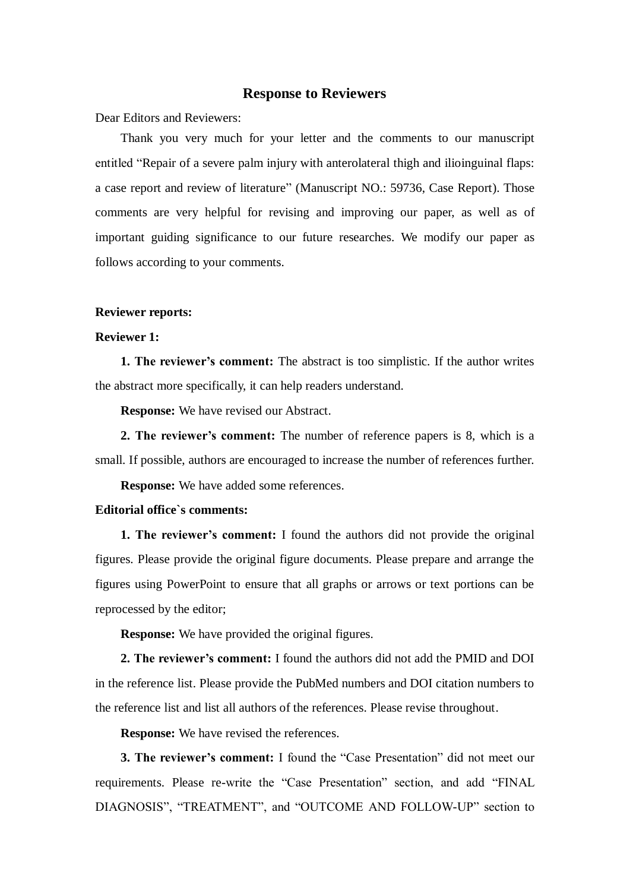# Response to Reviewers

Dear Editors and Reviewers:

Thank you very much for your letter and the comments to our manuscript entitled "Repair of a severe palm injury with anterolateral thigh and ilioinguinal flaps: a case report and review of literature" (Manuscript NO.: 59736, Case Report). Those comments are very helpful for revising and improving our paper, as well as of important guiding significance to our future researches. We modify our paper as follows according to your comments.

**Reviewer reports:**

**Reviewer 1:**

**1. The reviewer's comment:** The abstract is too simplistic. If the author writes the abstract more specifically, it can help readers understand.

**Response:** We have revised our Abstract.

**2. The reviewer's comment:** The number of reference papers is 8, which is a small. If possible, authors are encouraged to increase the number of references further.

**Response:** We have added some references.

**Editorial office`s comments:**

**1. The reviewer's comment:** I found the authors did not provide the original figures. Please provide the original figure documents. Please prepare and arrange the figures using PowerPoint to ensure that all graphs or arrows or text portions can be reprocessed by the editor;

**Response:** We have provided the original figures.

**2. The reviewer's comment:** I found the authors did not add the PMID and DOI in the reference list. Please provide the PubMed numbers and DOI citation numbers to the reference list and list all authors of the references. Please revise throughout.

**Response:** We have revised the references.

**3. The reviewer's comment:** I found the "Case Presentation" did not meet our requirements. Please re-write the "Case Presentation" section, and add "FINAL DIAGNOSIS", "TREATMENT", and "OUTCOME AND FOLLOW-UP" section to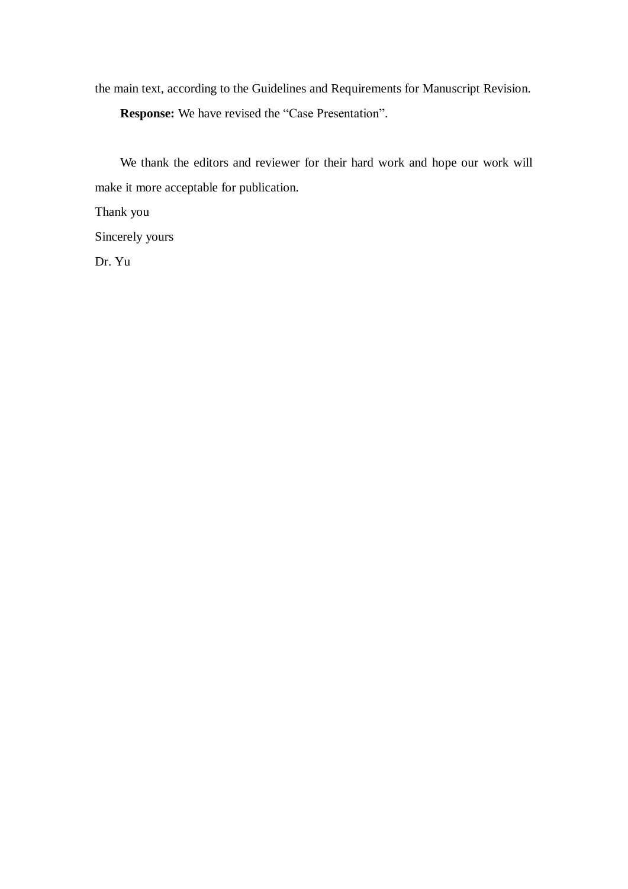the main text, according to the Guidelines and Requirements for Manuscript Revision.

**Response:** We have revised the “Case Presentation”.

We thank the editors and reviewer for their hard work and hope our work will make it more acceptable for publication.

Thank you

Sincerely yours

Dr. Yu